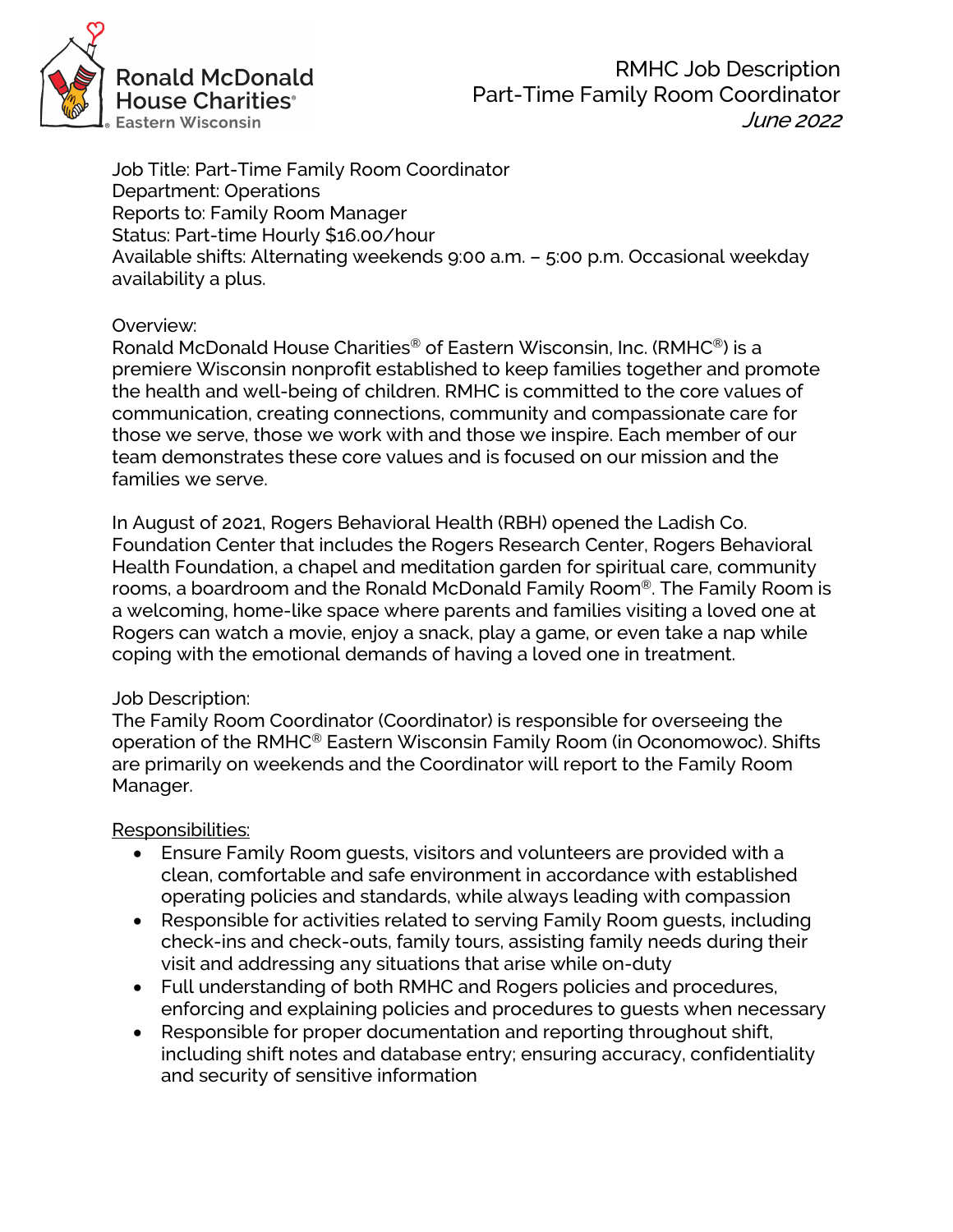Ronald McDonald House Charities® Eastern Wisconsin

RMHC Job Description
Part-Time Family Room Coordinator
*June 2022*

Job Title: Part-Time Family Room Coordinator
Department: Operations
Reports to: Family Room Manager
Status: Part-time Hourly $16.00/hour
Available shifts: Alternating weekends 9:00 a.m. – 5:00 p.m. Occasional weekday availability a plus.

Overview:
Ronald McDonald House Charities® of Eastern Wisconsin, Inc. (RMHC®) is a premiere Wisconsin nonprofit established to keep families together and promote the health and well-being of children. RMHC is committed to the core values of communication, creating connections, community and compassionate care for those we serve, those we work with and those we inspire. Each member of our team demonstrates these core values and is focused on our mission and the families we serve.

In August of 2021, Rogers Behavioral Health (RBH) opened the Ladish Co. Foundation Center that includes the Rogers Research Center, Rogers Behavioral Health Foundation, a chapel and meditation garden for spiritual care, community rooms, a boardroom and the Ronald McDonald Family Room®. The Family Room is a welcoming, home-like space where parents and families visiting a loved one at Rogers can watch a movie, enjoy a snack, play a game, or even take a nap while coping with the emotional demands of having a loved one in treatment.

Job Description:
The Family Room Coordinator (Coordinator) is responsible for overseeing the operation of the RMHC® Eastern Wisconsin Family Room (in Oconomowoc). Shifts are primarily on weekends and the Coordinator will report to the Family Room Manager.

<u>Responsibilities:</u>

- Ensure Family Room guests, visitors and volunteers are provided with a clean, comfortable and safe environment in accordance with established operating policies and standards, while always leading with compassion
- Responsible for activities related to serving Family Room guests, including check-ins and check-outs, family tours, assisting family needs during their visit and addressing any situations that arise while on-duty
- Full understanding of both RMHC and Rogers policies and procedures, enforcing and explaining policies and procedures to guests when necessary
- Responsible for proper documentation and reporting throughout shift, including shift notes and database entry; ensuring accuracy, confidentiality and security of sensitive information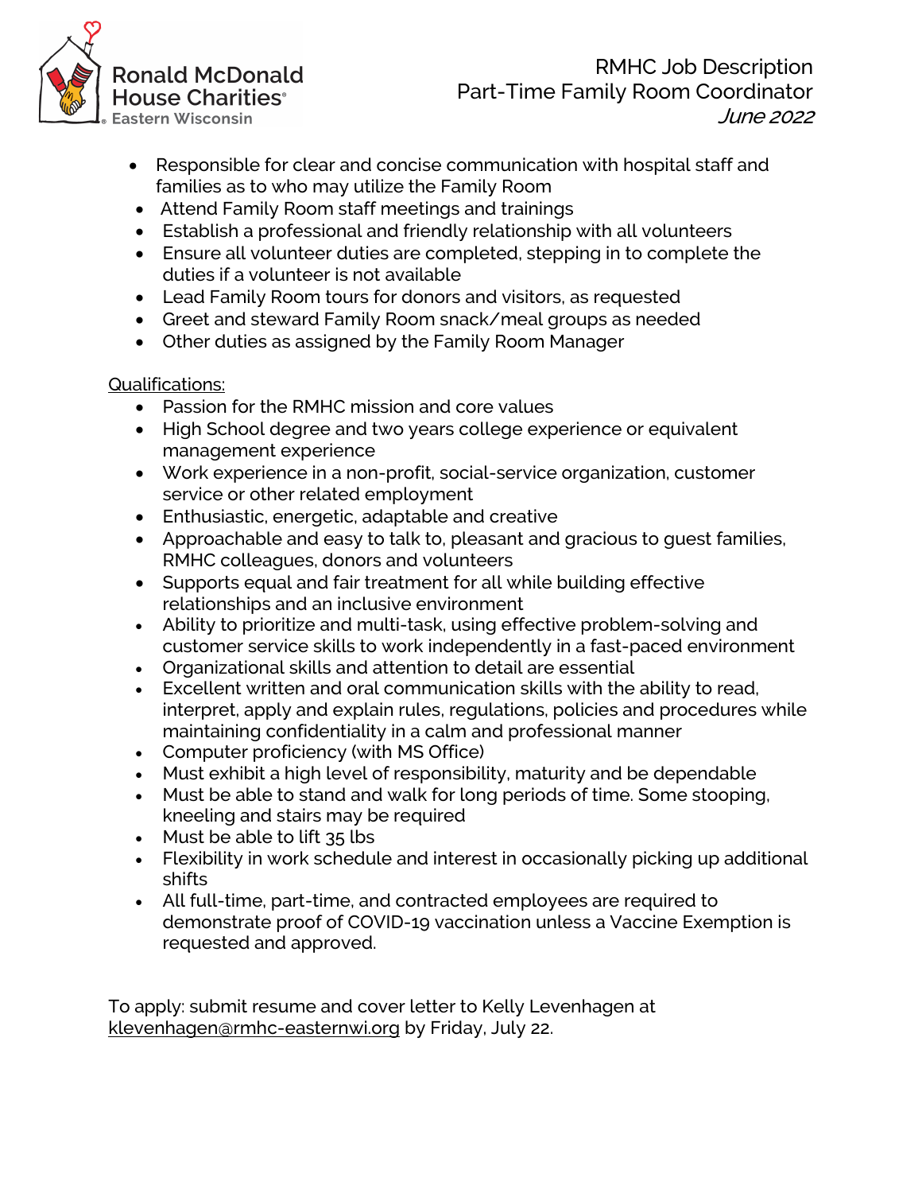- Responsible for clear and concise communication with hospital staff and families as to who may utilize the Family Room
- Attend Family Room staff meetings and trainings
- Establish a professional and friendly relationship with all volunteers
- Ensure all volunteer duties are completed, stepping in to complete the duties if a volunteer is not available
- Lead Family Room tours for donors and visitors, as requested
- Greet and steward Family Room snack/meal groups as needed
- Other duties as assigned by the Family Room Manager

Qualifications:

- Passion for the RMHC mission and core values
- High School degree and two years college experience or equivalent management experience
- Work experience in a non-profit, social-service organization, customer service or other related employment
- Enthusiastic, energetic, adaptable and creative
- Approachable and easy to talk to, pleasant and gracious to guest families, RMHC colleagues, donors and volunteers
- Supports equal and fair treatment for all while building effective relationships and an inclusive environment
- Ability to prioritize and multi-task, using effective problem-solving and customer service skills to work independently in a fast-paced environment
- Organizational skills and attention to detail are essential
- Excellent written and oral communication skills with the ability to read, interpret, apply and explain rules, regulations, policies and procedures while maintaining confidentiality in a calm and professional manner
- Computer proficiency (with MS Office)
- Must exhibit a high level of responsibility, maturity and be dependable
- Must be able to stand and walk for long periods of time. Some stooping, kneeling and stairs may be required
- Must be able to lift 35 lbs
- Flexibility in work schedule and interest in occasionally picking up additional shifts
- All full-time, part-time, and contracted employees are required to demonstrate proof of COVID-19 vaccination unless a Vaccine Exemption is requested and approved.

To apply: submit resume and cover letter to Kelly Levenhagen at klevenhagen@rmhc-easternwi.org by Friday, July 22.